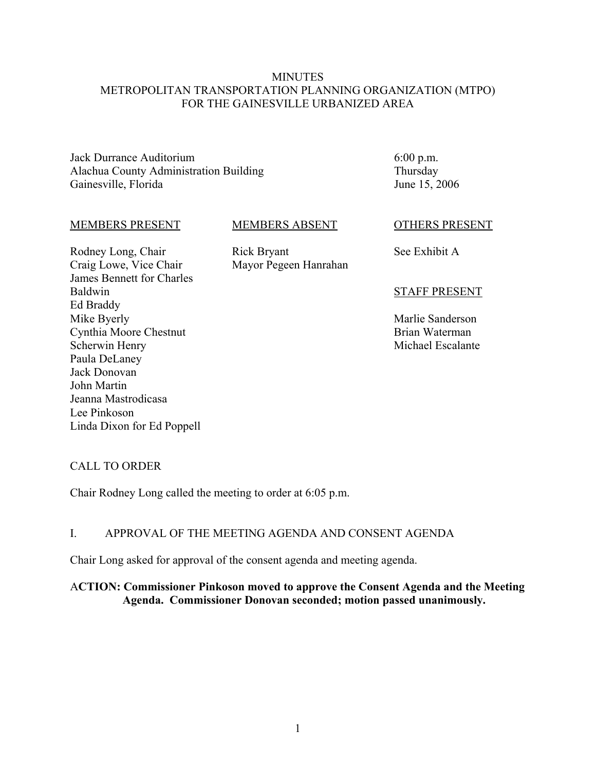# MINUTES
## METROPOLITAN TRANSPORTATION PLANNING ORGANIZATION (MTPO)
## FOR THE GAINESVILLE URBANIZED AREA

Jack Durrance Auditorium
Alachua County Administration Building
Gainesville, Florida

6:00 p.m.
Thursday
June 15, 2006

| MEMBERS PRESENT | MEMBERS ABSENT | OTHERS PRESENT |
|---|---|---|
| Rodney Long, Chair | Rick Bryant | See Exhibit A |
| Craig Lowe, Vice Chair | Mayor Pegeen Hanrahan | |
| James Bennett for Charles Baldwin | | STAFF PRESENT |
| Ed Braddy | | |
| Mike Byerly | | Marlie Sanderson |
| Cynthia Moore Chestnut | | Brian Waterman |
| Scherwin Henry | | Michael Escalante |
| Paula DeLaney | | |
| Jack Donovan | | |
| John Martin | | |
| Jeanna Mastrodicasa | | |
| Lee Pinkoson | | |
| Linda Dixon for Ed Poppell | | |

## CALL TO ORDER

Chair Rodney Long called the meeting to order at 6:05 p.m.

## I. APPROVAL OF THE MEETING AGENDA AND CONSENT AGENDA

Chair Long asked for approval of the consent agenda and meeting agenda.

**ACTION: Commissioner Pinkoson moved to approve the Consent Agenda and the Meeting Agenda. Commissioner Donovan seconded; motion passed unanimously.**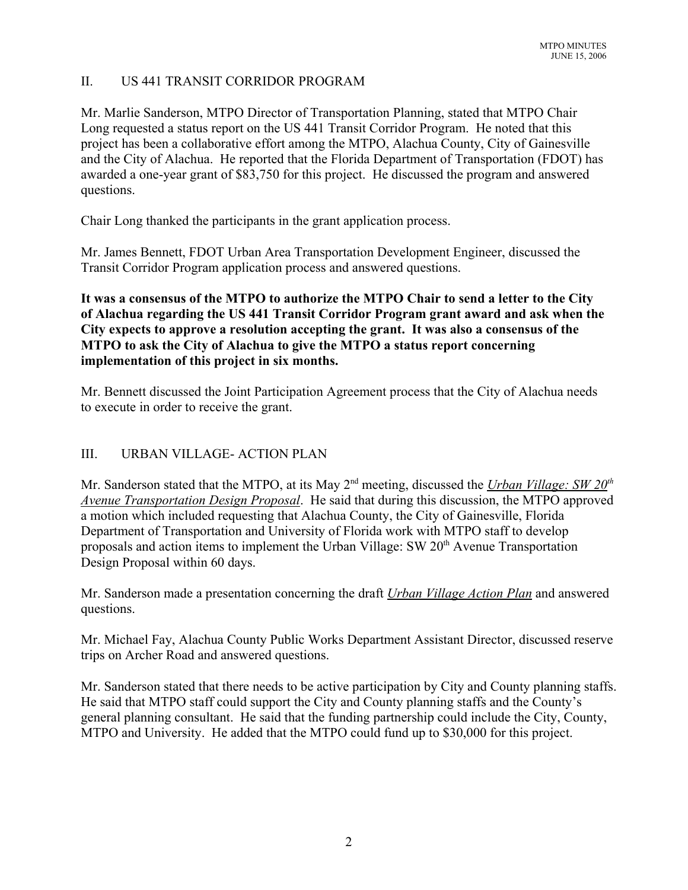## II. US 441 TRANSIT CORRIDOR PROGRAM

Mr. Marlie Sanderson, MTPO Director of Transportation Planning, stated that MTPO Chair Long requested a status report on the US 441 Transit Corridor Program. He noted that this project has been a collaborative effort among the MTPO, Alachua County, City of Gainesville and the City of Alachua. He reported that the Florida Department of Transportation (FDOT) has awarded a one-year grant of $83,750 for this project. He discussed the program and answered questions.

Chair Long thanked the participants in the grant application process.

Mr. James Bennett, FDOT Urban Area Transportation Development Engineer, discussed the Transit Corridor Program application process and answered questions.

**It was a consensus of the MTPO to authorize the MTPO Chair to send a letter to the City of Alachua regarding the US 441 Transit Corridor Program grant award and ask when the City expects to approve a resolution accepting the grant. It was also a consensus of the MTPO to ask the City of Alachua to give the MTPO a status report concerning implementation of this project in six months.**

Mr. Bennett discussed the Joint Participation Agreement process that the City of Alachua needs to execute in order to receive the grant.

## III. URBAN VILLAGE- ACTION PLAN

Mr. Sanderson stated that the MTPO, at its May 2nd meeting, discussed the *Urban Village: SW 20th Avenue Transportation Design Proposal*. He said that during this discussion, the MTPO approved a motion which included requesting that Alachua County, the City of Gainesville, Florida Department of Transportation and University of Florida work with MTPO staff to develop proposals and action items to implement the Urban Village: SW 20th Avenue Transportation Design Proposal within 60 days.

Mr. Sanderson made a presentation concerning the draft *Urban Village Action Plan* and answered questions.

Mr. Michael Fay, Alachua County Public Works Department Assistant Director, discussed reserve trips on Archer Road and answered questions.

Mr. Sanderson stated that there needs to be active participation by City and County planning staffs. He said that MTPO staff could support the City and County planning staffs and the County's general planning consultant. He said that the funding partnership could include the City, County, MTPO and University. He added that the MTPO could fund up to $30,000 for this project.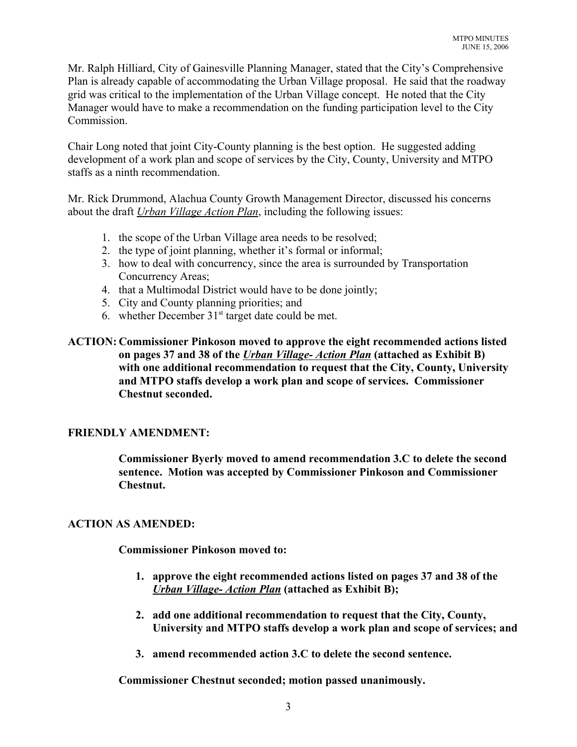Mr. Ralph Hilliard, City of Gainesville Planning Manager, stated that the City's Comprehensive Plan is already capable of accommodating the Urban Village proposal. He said that the roadway grid was critical to the implementation of the Urban Village concept. He noted that the City Manager would have to make a recommendation on the funding participation level to the City Commission.

Chair Long noted that joint City-County planning is the best option. He suggested adding development of a work plan and scope of services by the City, County, University and MTPO staffs as a ninth recommendation.

Mr. Rick Drummond, Alachua County Growth Management Director, discussed his concerns about the draft ***Urban Village Action Plan***, including the following issues:

1. the scope of the Urban Village area needs to be resolved;
2. the type of joint planning, whether it's formal or informal;
3. how to deal with concurrency, since the area is surrounded by Transportation Concurrency Areas;
4. that a Multimodal District would have to be done jointly;
5. City and County planning priorities; and
6. whether December 31st target date could be met.

**ACTION: Commissioner Pinkoson moved to approve the eight recommended actions listed on pages 37 and 38 of the *Urban Village- Action Plan* (attached as Exhibit B) with one additional recommendation to request that the City, County, University and MTPO staffs develop a work plan and scope of services. Commissioner Chestnut seconded.**

**FRIENDLY AMENDMENT:**

**Commissioner Byerly moved to amend recommendation 3.C to delete the second sentence. Motion was accepted by Commissioner Pinkoson and Commissioner Chestnut.**

**ACTION AS AMENDED:**

**Commissioner Pinkoson moved to:**

1. **approve the eight recommended actions listed on pages 37 and 38 of the *Urban Village- Action Plan* (attached as Exhibit B);**

2. **add one additional recommendation to request that the City, County, University and MTPO staffs develop a work plan and scope of services; and**

3. **amend recommended action 3.C to delete the second sentence.**

**Commissioner Chestnut seconded; motion passed unanimously.**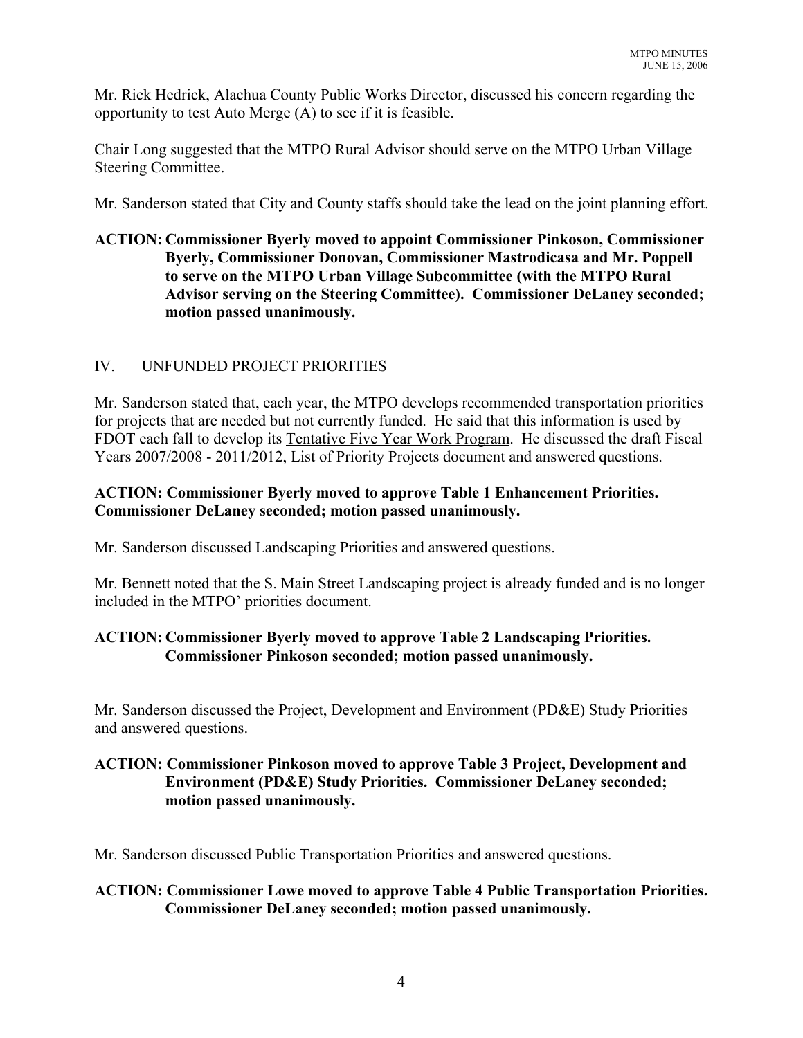Mr. Rick Hedrick, Alachua County Public Works Director, discussed his concern regarding the opportunity to test Auto Merge (A) to see if it is feasible.

Chair Long suggested that the MTPO Rural Advisor should serve on the MTPO Urban Village Steering Committee.

Mr. Sanderson stated that City and County staffs should take the lead on the joint planning effort.

**ACTION: Commissioner Byerly moved to appoint Commissioner Pinkoson, Commissioner Byerly, Commissioner Donovan, Commissioner Mastrodicasa and Mr. Poppell to serve on the MTPO Urban Village Subcommittee (with the MTPO Rural Advisor serving on the Steering Committee). Commissioner DeLaney seconded; motion passed unanimously.**

## IV. UNFUNDED PROJECT PRIORITIES

Mr. Sanderson stated that, each year, the MTPO develops recommended transportation priorities for projects that are needed but not currently funded. He said that this information is used by FDOT each fall to develop its Tentative Five Year Work Program. He discussed the draft Fiscal Years 2007/2008 - 2011/2012, List of Priority Projects document and answered questions.

**ACTION: Commissioner Byerly moved to approve Table 1 Enhancement Priorities. Commissioner DeLaney seconded; motion passed unanimously.**

Mr. Sanderson discussed Landscaping Priorities and answered questions.

Mr. Bennett noted that the S. Main Street Landscaping project is already funded and is no longer included in the MTPO' priorities document.

**ACTION: Commissioner Byerly moved to approve Table 2 Landscaping Priorities. Commissioner Pinkoson seconded; motion passed unanimously.**

Mr. Sanderson discussed the Project, Development and Environment (PD&E) Study Priorities and answered questions.

**ACTION: Commissioner Pinkoson moved to approve Table 3 Project, Development and Environment (PD&E) Study Priorities. Commissioner DeLaney seconded; motion passed unanimously.**

Mr. Sanderson discussed Public Transportation Priorities and answered questions.

**ACTION: Commissioner Lowe moved to approve Table 4 Public Transportation Priorities. Commissioner DeLaney seconded; motion passed unanimously.**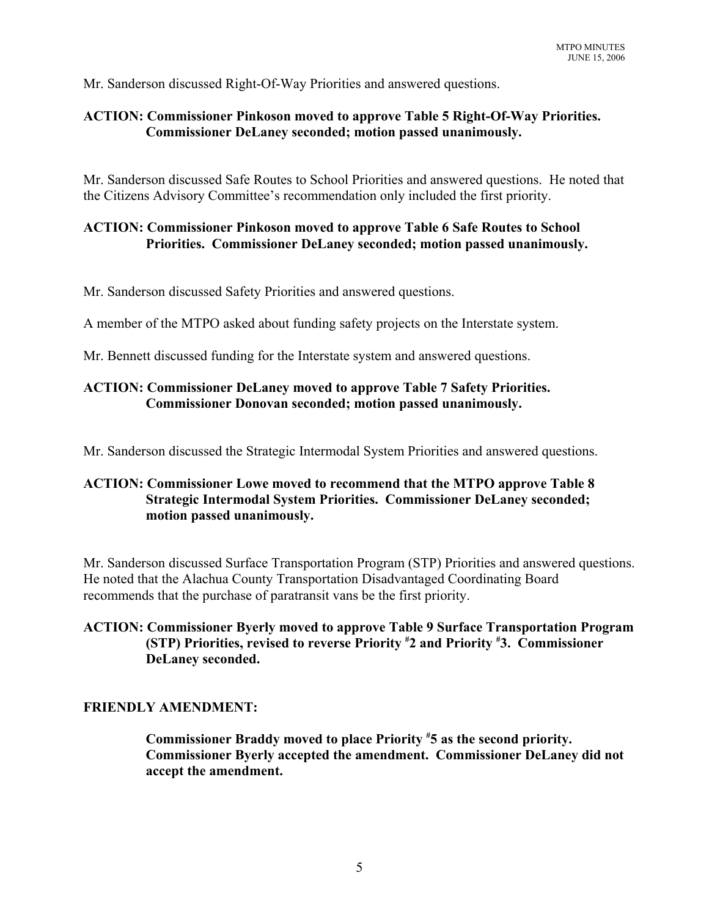Mr. Sanderson discussed Right-Of-Way Priorities and answered questions.

**ACTION: Commissioner Pinkoson moved to approve Table 5 Right-Of-Way Priorities. Commissioner DeLaney seconded; motion passed unanimously.**

Mr. Sanderson discussed Safe Routes to School Priorities and answered questions. He noted that the Citizens Advisory Committee's recommendation only included the first priority.

**ACTION: Commissioner Pinkoson moved to approve Table 6 Safe Routes to School Priorities. Commissioner DeLaney seconded; motion passed unanimously.**

Mr. Sanderson discussed Safety Priorities and answered questions.

A member of the MTPO asked about funding safety projects on the Interstate system.

Mr. Bennett discussed funding for the Interstate system and answered questions.

**ACTION: Commissioner DeLaney moved to approve Table 7 Safety Priorities. Commissioner Donovan seconded; motion passed unanimously.**

Mr. Sanderson discussed the Strategic Intermodal System Priorities and answered questions.

**ACTION: Commissioner Lowe moved to recommend that the MTPO approve Table 8 Strategic Intermodal System Priorities. Commissioner DeLaney seconded; motion passed unanimously.**

Mr. Sanderson discussed Surface Transportation Program (STP) Priorities and answered questions. He noted that the Alachua County Transportation Disadvantaged Coordinating Board recommends that the purchase of paratransit vans be the first priority.

**ACTION: Commissioner Byerly moved to approve Table 9 Surface Transportation Program (STP) Priorities, revised to reverse Priority #2 and Priority #3. Commissioner DeLaney seconded.**

**FRIENDLY AMENDMENT:**

**Commissioner Braddy moved to place Priority #5 as the second priority. Commissioner Byerly accepted the amendment. Commissioner DeLaney did not accept the amendment.**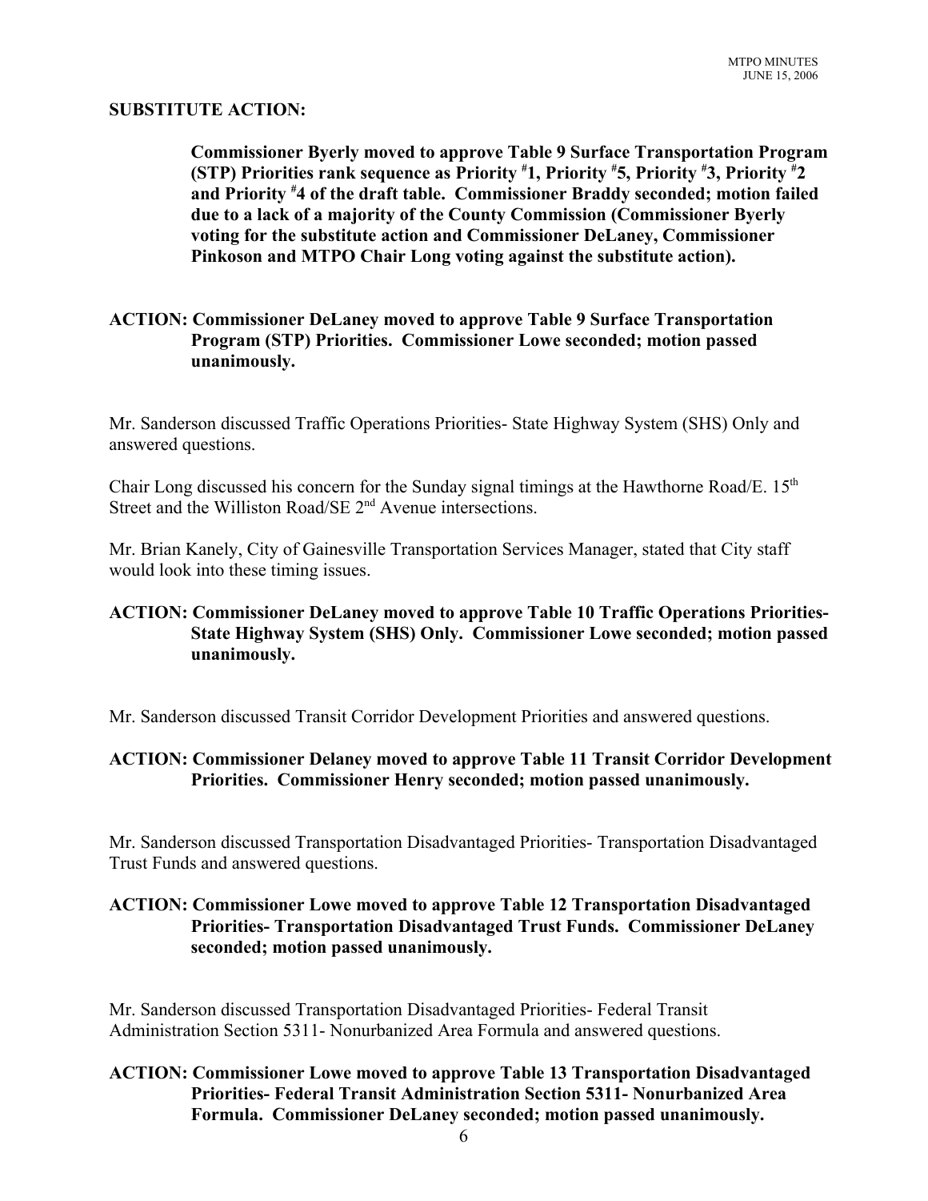**SUBSTITUTE ACTION:**

**Commissioner Byerly moved to approve Table 9 Surface Transportation Program (STP) Priorities rank sequence as Priority #1, Priority #5, Priority #3, Priority #2 and Priority #4 of the draft table. Commissioner Braddy seconded; motion failed due to a lack of a majority of the County Commission (Commissioner Byerly voting for the substitute action and Commissioner DeLaney, Commissioner Pinkoson and MTPO Chair Long voting against the substitute action).**

**ACTION: Commissioner DeLaney moved to approve Table 9 Surface Transportation Program (STP) Priorities. Commissioner Lowe seconded; motion passed unanimously.**

Mr. Sanderson discussed Traffic Operations Priorities- State Highway System (SHS) Only and answered questions.

Chair Long discussed his concern for the Sunday signal timings at the Hawthorne Road/E. 15th Street and the Williston Road/SE 2nd Avenue intersections.

Mr. Brian Kanely, City of Gainesville Transportation Services Manager, stated that City staff would look into these timing issues.

**ACTION: Commissioner DeLaney moved to approve Table 10 Traffic Operations Priorities- State Highway System (SHS) Only. Commissioner Lowe seconded; motion passed unanimously.**

Mr. Sanderson discussed Transit Corridor Development Priorities and answered questions.

**ACTION: Commissioner Delaney moved to approve Table 11 Transit Corridor Development Priorities. Commissioner Henry seconded; motion passed unanimously.**

Mr. Sanderson discussed Transportation Disadvantaged Priorities- Transportation Disadvantaged Trust Funds and answered questions.

**ACTION: Commissioner Lowe moved to approve Table 12 Transportation Disadvantaged Priorities- Transportation Disadvantaged Trust Funds. Commissioner DeLaney seconded; motion passed unanimously.**

Mr. Sanderson discussed Transportation Disadvantaged Priorities- Federal Transit Administration Section 5311- Nonurbanized Area Formula and answered questions.

**ACTION: Commissioner Lowe moved to approve Table 13 Transportation Disadvantaged Priorities- Federal Transit Administration Section 5311- Nonurbanized Area Formula. Commissioner DeLaney seconded; motion passed unanimously.**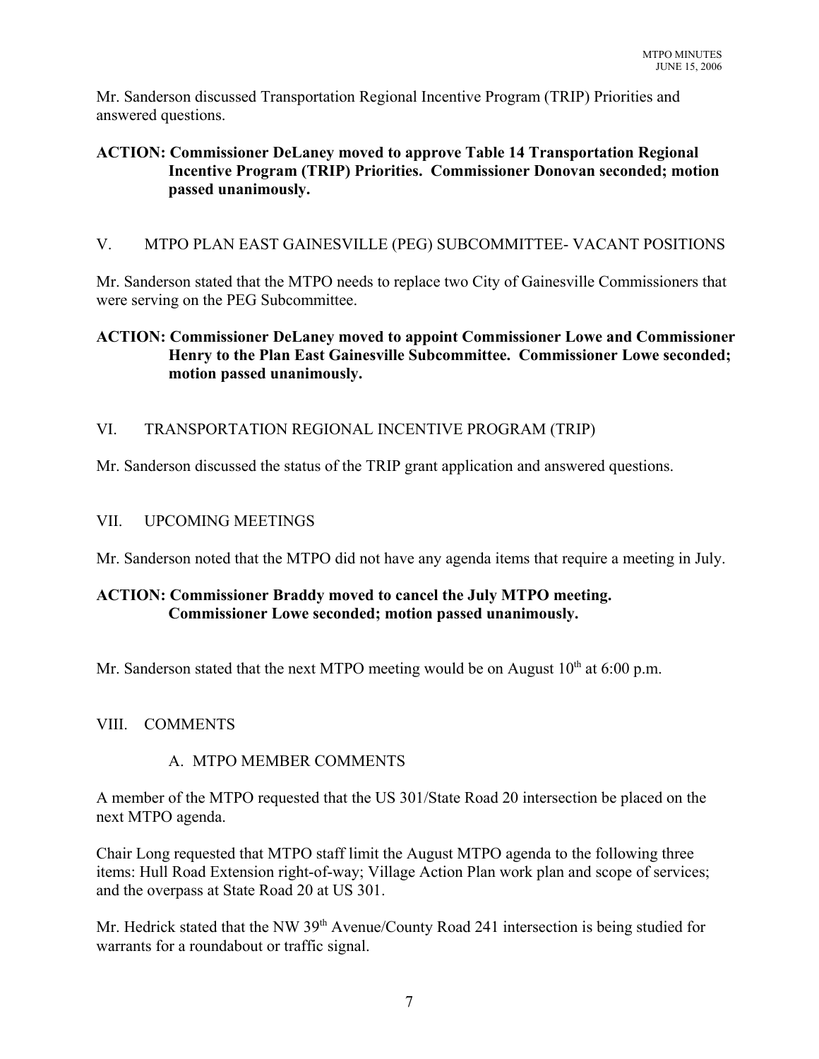Mr. Sanderson discussed Transportation Regional Incentive Program (TRIP) Priorities and answered questions.

**ACTION: Commissioner DeLaney moved to approve Table 14 Transportation Regional Incentive Program (TRIP) Priorities. Commissioner Donovan seconded; motion passed unanimously.**

## V. MTPO PLAN EAST GAINESVILLE (PEG) SUBCOMMITTEE- VACANT POSITIONS

Mr. Sanderson stated that the MTPO needs to replace two City of Gainesville Commissioners that were serving on the PEG Subcommittee.

**ACTION: Commissioner DeLaney moved to appoint Commissioner Lowe and Commissioner Henry to the Plan East Gainesville Subcommittee. Commissioner Lowe seconded; motion passed unanimously.**

## VI. TRANSPORTATION REGIONAL INCENTIVE PROGRAM (TRIP)

Mr. Sanderson discussed the status of the TRIP grant application and answered questions.

## VII. UPCOMING MEETINGS

Mr. Sanderson noted that the MTPO did not have any agenda items that require a meeting in July.

**ACTION: Commissioner Braddy moved to cancel the July MTPO meeting. Commissioner Lowe seconded; motion passed unanimously.**

Mr. Sanderson stated that the next MTPO meeting would be on August 10th at 6:00 p.m.

## VIII. COMMENTS

### A. MTPO MEMBER COMMENTS

A member of the MTPO requested that the US 301/State Road 20 intersection be placed on the next MTPO agenda.

Chair Long requested that MTPO staff limit the August MTPO agenda to the following three items: Hull Road Extension right-of-way; Village Action Plan work plan and scope of services; and the overpass at State Road 20 at US 301.

Mr. Hedrick stated that the NW 39th Avenue/County Road 241 intersection is being studied for warrants for a roundabout or traffic signal.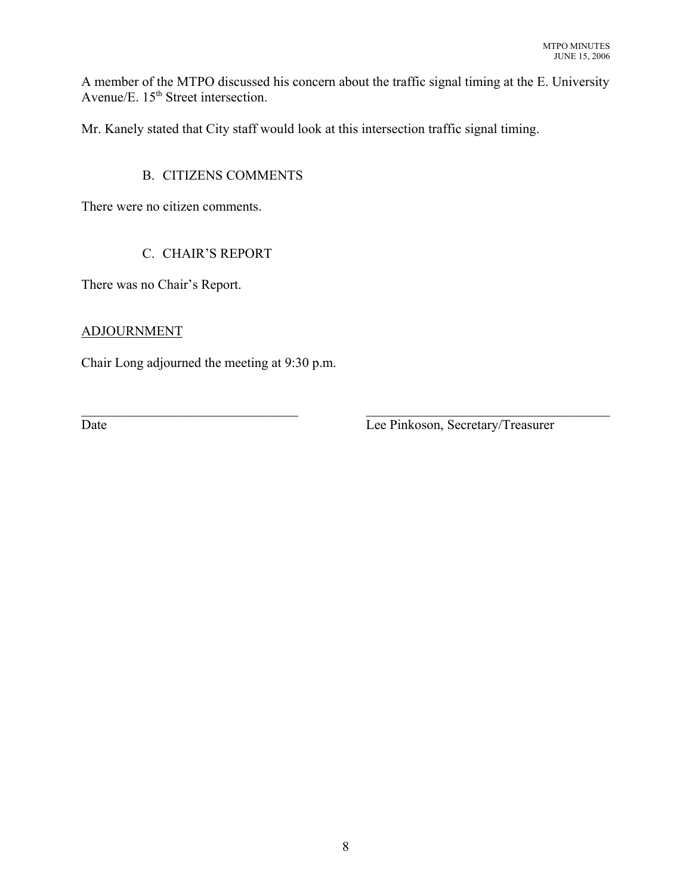A member of the MTPO discussed his concern about the traffic signal timing at the E. University Avenue/E. 15th Street intersection.

Mr. Kanely stated that City staff would look at this intersection traffic signal timing.

### B. CITIZENS COMMENTS

There were no citizen comments.

### C. CHAIR'S REPORT

There was no Chair's Report.

## ADJOURNMENT

Chair Long adjourned the meeting at 9:30 p.m.

| \_\_\_\_\_\_\_\_\_\_\_\_\_\_\_\_\_\_\_\_\_\_\_\_\_\_\_\_\_\_\_\_ | \_\_\_\_\_\_\_\_\_\_\_\_\_\_\_\_\_\_\_\_\_\_\_\_\_\_\_\_\_\_\_\_\_\_\_\_ |
|---|---|
| Date | Lee Pinkoson, Secretary/Treasurer |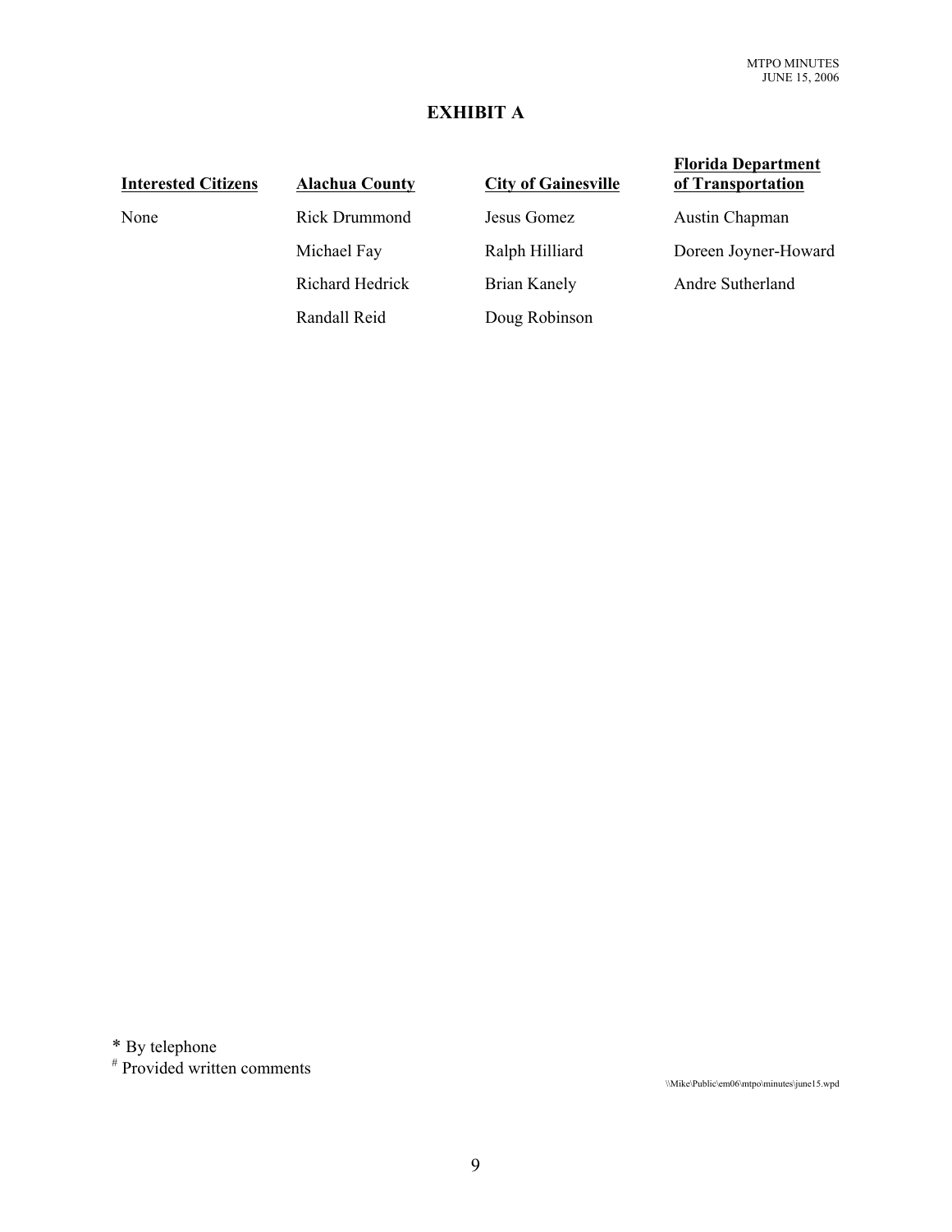# EXHIBIT A

| Interested Citizens | Alachua County | City of Gainesville | Florida Department of Transportation |
|---|---|---|---|
| None | Rick Drummond | Jesus Gomez | Austin Chapman |
| | Michael Fay | Ralph Hilliard | Doreen Joyner-Howard |
| | Richard Hedrick | Brian Kanely | Andre Sutherland |
| | Randall Reid | Doug Robinson | |

\* By telephone

\# Provided written comments

\\Mike\Public\em06\mtpo\minutes\june15.wpd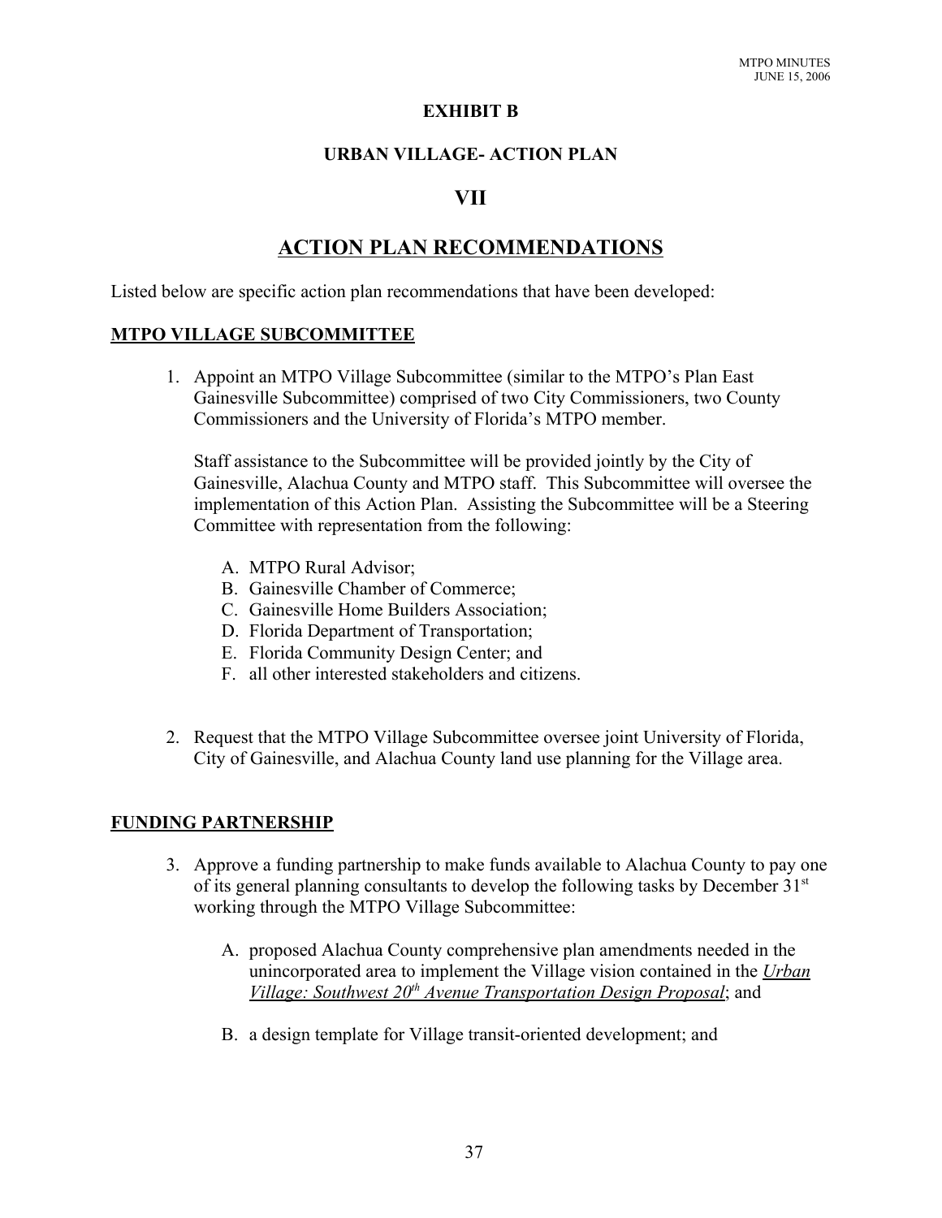## EXHIBIT B

## URBAN VILLAGE- ACTION PLAN

## VII

# ACTION PLAN RECOMMENDATIONS

Listed below are specific action plan recommendations that have been developed:

### MTPO VILLAGE SUBCOMMITTEE

1. Appoint an MTPO Village Subcommittee (similar to the MTPO's Plan East Gainesville Subcommittee) comprised of two City Commissioners, two County Commissioners and the University of Florida's MTPO member.

   Staff assistance to the Subcommittee will be provided jointly by the City of Gainesville, Alachua County and MTPO staff. This Subcommittee will oversee the implementation of this Action Plan. Assisting the Subcommittee will be a Steering Committee with representation from the following:

   A. MTPO Rural Advisor;
   B. Gainesville Chamber of Commerce;
   C. Gainesville Home Builders Association;
   D. Florida Department of Transportation;
   E. Florida Community Design Center; and
   F. all other interested stakeholders and citizens.

2. Request that the MTPO Village Subcommittee oversee joint University of Florida, City of Gainesville, and Alachua County land use planning for the Village area.

### FUNDING PARTNERSHIP

3. Approve a funding partnership to make funds available to Alachua County to pay one of its general planning consultants to develop the following tasks by December 31st working through the MTPO Village Subcommittee:

   A. proposed Alachua County comprehensive plan amendments needed in the unincorporated area to implement the Village vision contained in the *Urban Village: Southwest 20th Avenue Transportation Design Proposal*; and

   B. a design template for Village transit-oriented development; and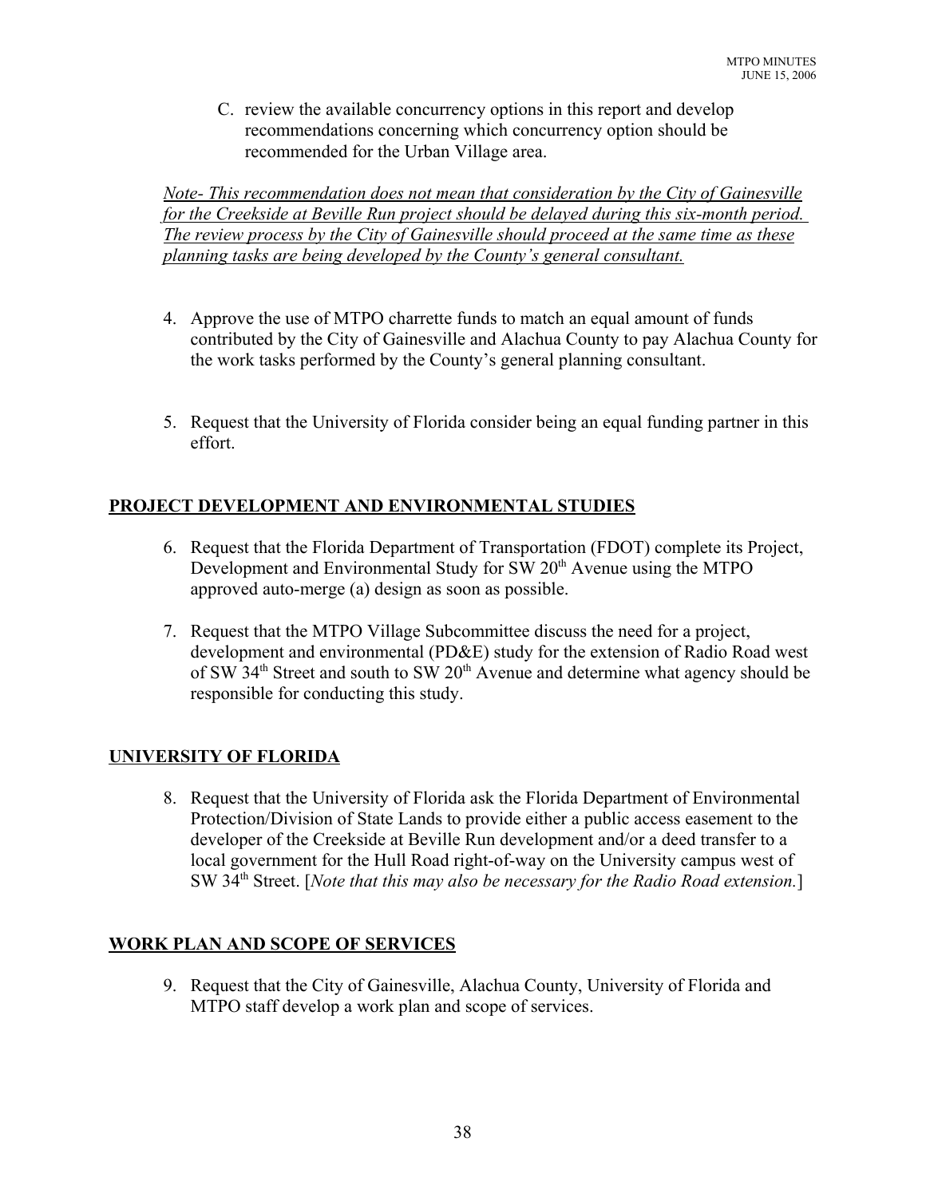C. review the available concurrency options in this report and develop recommendations concerning which concurrency option should be recommended for the Urban Village area.

<u>*Note- This recommendation does not mean that consideration by the City of Gainesville for the Creekside at Beville Run project should be delayed during this six-month period. The review process by the City of Gainesville should proceed at the same time as these planning tasks are being developed by the County's general consultant.*</u>

4. Approve the use of MTPO charrette funds to match an equal amount of funds contributed by the City of Gainesville and Alachua County to pay Alachua County for the work tasks performed by the County's general planning consultant.

5. Request that the University of Florida consider being an equal funding partner in this effort.

## PROJECT DEVELOPMENT AND ENVIRONMENTAL STUDIES

6. Request that the Florida Department of Transportation (FDOT) complete its Project, Development and Environmental Study for SW 20th Avenue using the MTPO approved auto-merge (a) design as soon as possible.

7. Request that the MTPO Village Subcommittee discuss the need for a project, development and environmental (PD&E) study for the extension of Radio Road west of SW 34th Street and south to SW 20th Avenue and determine what agency should be responsible for conducting this study.

## UNIVERSITY OF FLORIDA

8. Request that the University of Florida ask the Florida Department of Environmental Protection/Division of State Lands to provide either a public access easement to the developer of the Creekside at Beville Run development and/or a deed transfer to a local government for the Hull Road right-of-way on the University campus west of SW 34th Street. [*Note that this may also be necessary for the Radio Road extension.*]

## WORK PLAN AND SCOPE OF SERVICES

9. Request that the City of Gainesville, Alachua County, University of Florida and MTPO staff develop a work plan and scope of services.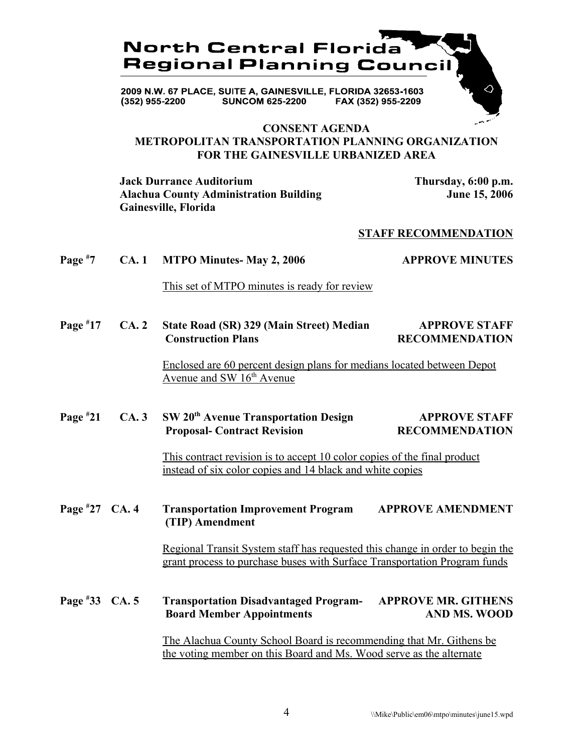**North Central Florida Regional Planning Council**

2009 N.W. 67 PLACE, SUITE A, GAINESVILLE, FLORIDA 32653-1603
(352) 955-2200 SUNCOM 625-2200 FAX (352) 955-2209

# CONSENT AGENDA
## METROPOLITAN TRANSPORTATION PLANNING ORGANIZATION FOR THE GAINESVILLE URBANIZED AREA

**Jack Durrance Auditorium**
**Alachua County Administration Building**
**Gainesville, Florida**

**Thursday, 6:00 p.m.**
**June 15, 2006**

**STAFF RECOMMENDATION**

**Page #7 CA. 1 MTPO Minutes- May 2, 2006** — **APPROVE MINUTES**

This set of MTPO minutes is ready for review

**Page #17 CA. 2 State Road (SR) 329 (Main Street) Median Construction Plans** — **APPROVE STAFF RECOMMENDATION**

Enclosed are 60 percent design plans for medians located between Depot Avenue and SW 16th Avenue

**Page #21 CA. 3 SW 20th Avenue Transportation Design Proposal- Contract Revision** — **APPROVE STAFF RECOMMENDATION**

This contract revision is to accept 10 color copies of the final product instead of six color copies and 14 black and white copies

**Page #27 CA. 4 Transportation Improvement Program (TIP) Amendment** — **APPROVE AMENDMENT**

Regional Transit System staff has requested this change in order to begin the grant process to purchase buses with Surface Transportation Program funds

**Page #33 CA. 5 Transportation Disadvantaged Program- Board Member Appointments** — **APPROVE MR. GITHENS AND MS. WOOD**

The Alachua County School Board is recommending that Mr. Githens be the voting member on this Board and Ms. Wood serve as the alternate

\\Mike\Public\em06\mtpo\minutes\june15.wpd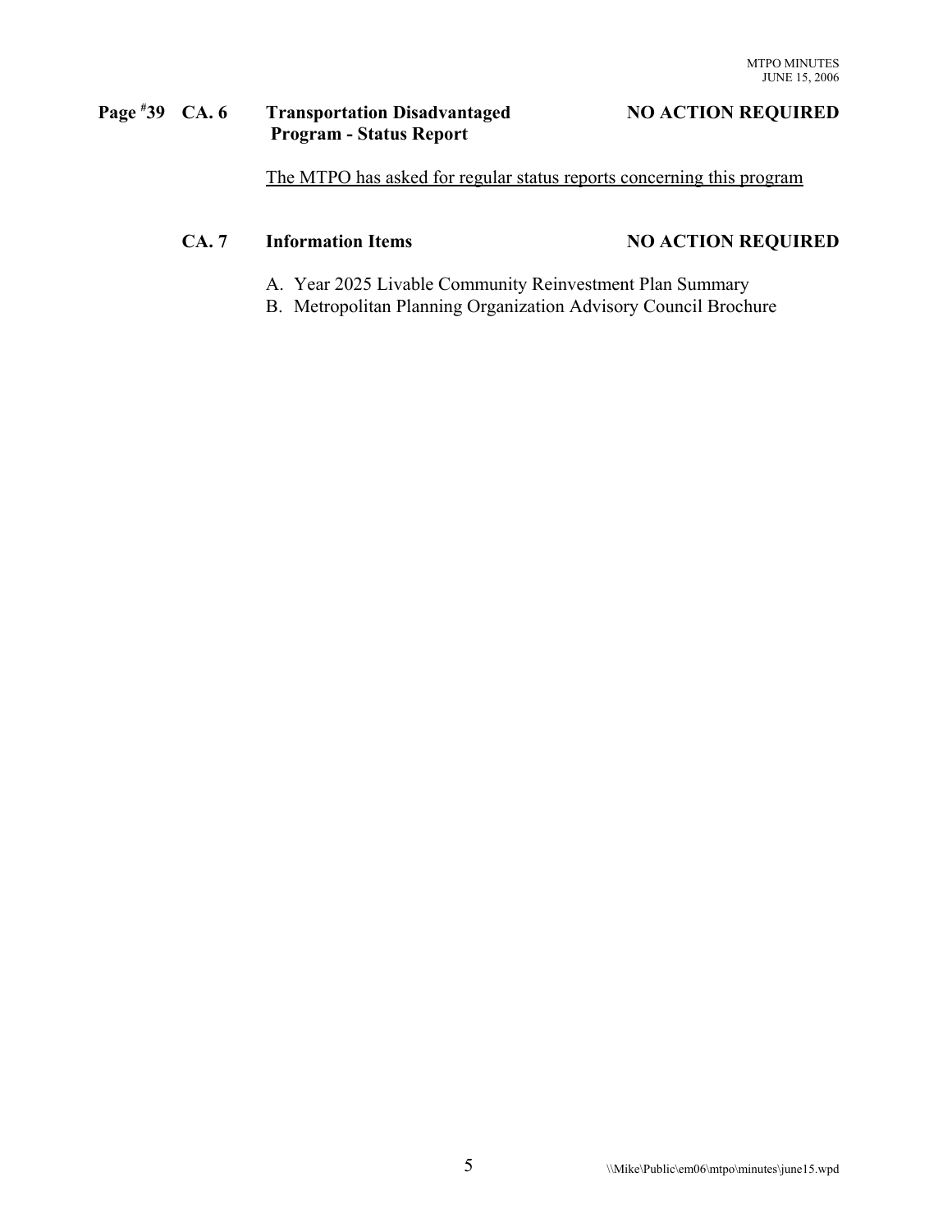**Page #39 CA. 6 Transportation Disadvantaged Program - Status Report — NO ACTION REQUIRED**

The MTPO has asked for regular status reports concerning this program

**CA. 7 Information Items — NO ACTION REQUIRED**

A. Year 2025 Livable Community Reinvestment Plan Summary
B. Metropolitan Planning Organization Advisory Council Brochure

\\Mike\Public\em06\mtpo\minutes\june15.wpd